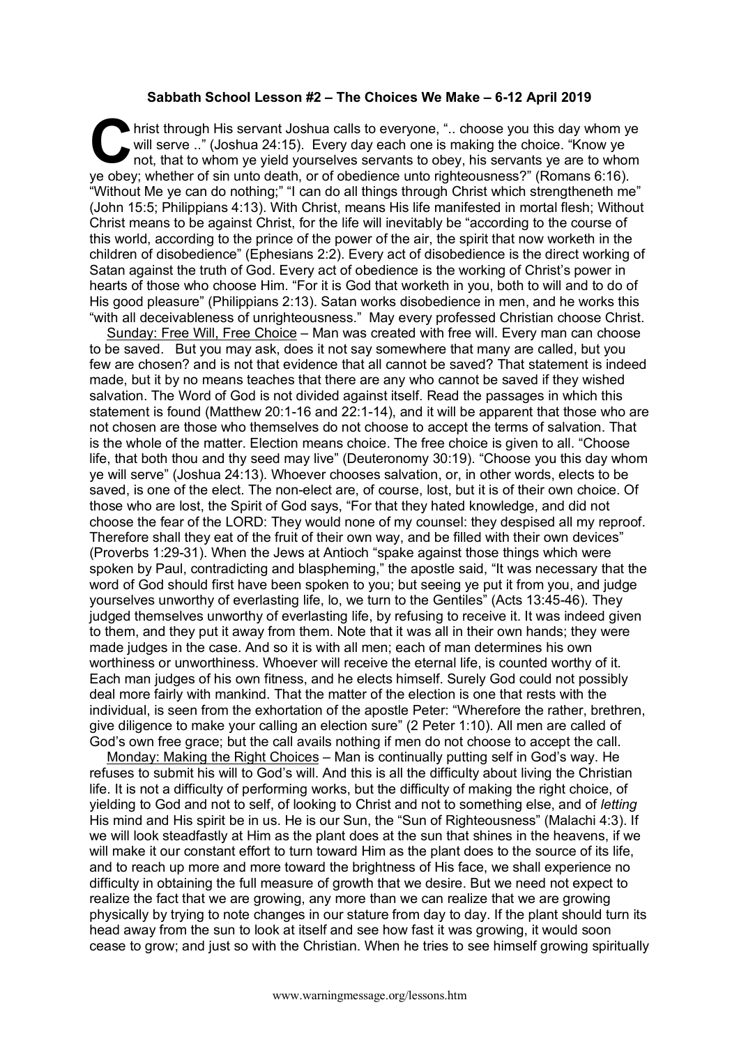**Sabbath School Lesson #2 – The Choices We Make – 6-12 April 2019**

Christ through His servant Joshua calls to everyone, ".. choose you this day whom ye will serve .." (Joshua 24:15). Every day each one is making the choice. "Know ye not, that to whom ye yield yourselves servants to obey, his servants ye are to whom ye obey; whether of sin unto death, or of obedience unto righteousness?" (Romans 6:16). "Without Me ye can do nothing;" "I can do all things through Christ which strengtheneth me" (John 15:5; Philippians 4:13). With Christ, means His life manifested in mortal flesh; Without Christ means to be against Christ, for the life will inevitably be "according to the course of this world, according to the prince of the power of the air, the spirit that now worketh in the children of disobedience" (Ephesians 2:2). Every act of disobedience is the direct working of Satan against the truth of God. Every act of obedience is the working of Christ's power in hearts of those who choose Him. "For it is God that worketh in you, both to will and to do of His good pleasure" (Philippians 2:13). Satan works disobedience in men, and he works this "with all deceivableness of unrighteousness." May every professed Christian choose Christ.

Sunday: Free Will, Free Choice – Man was created with free will. Every man can choose to be saved. But you may ask, does it not say somewhere that many are called, but you few are chosen? and is not that evidence that all cannot be saved? That statement is indeed made, but it by no means teaches that there are any who cannot be saved if they wished salvation. The Word of God is not divided against itself. Read the passages in which this statement is found (Matthew 20:1-16 and 22:1-14), and it will be apparent that those who are not chosen are those who themselves do not choose to accept the terms of salvation. That is the whole of the matter. Election means choice. The free choice is given to all. "Choose life, that both thou and thy seed may live" (Deuteronomy 30:19). "Choose you this day whom ye will serve" (Joshua 24:13). Whoever chooses salvation, or, in other words, elects to be saved, is one of the elect. The non-elect are, of course, lost, but it is of their own choice. Of those who are lost, the Spirit of God says, "For that they hated knowledge, and did not choose the fear of the LORD: They would none of my counsel: they despised all my reproof. Therefore shall they eat of the fruit of their own way, and be filled with their own devices" (Proverbs 1:29-31). When the Jews at Antioch "spake against those things which were spoken by Paul, contradicting and blaspheming," the apostle said, "It was necessary that the word of God should first have been spoken to you; but seeing ye put it from you, and judge yourselves unworthy of everlasting life, lo, we turn to the Gentiles" (Acts 13:45-46). They judged themselves unworthy of everlasting life, by refusing to receive it. It was indeed given to them, and they put it away from them. Note that it was all in their own hands; they were made judges in the case. And so it is with all men; each of man determines his own worthiness or unworthiness. Whoever will receive the eternal life, is counted worthy of it. Each man judges of his own fitness, and he elects himself. Surely God could not possibly deal more fairly with mankind. That the matter of the election is one that rests with the individual, is seen from the exhortation of the apostle Peter: "Wherefore the rather, brethren, give diligence to make your calling an election sure" (2 Peter 1:10). All men are called of God's own free grace; but the call avails nothing if men do not choose to accept the call.

Monday: Making the Right Choices – Man is continually putting self in God's way. He refuses to submit his will to God's will. And this is all the difficulty about living the Christian life. It is not a difficulty of performing works, but the difficulty of making the right choice, of yielding to God and not to self, of looking to Christ and not to something else, and of *letting* His mind and His spirit be in us. He is our Sun, the "Sun of Righteousness" (Malachi 4:3). If we will look steadfastly at Him as the plant does at the sun that shines in the heavens, if we will make it our constant effort to turn toward Him as the plant does to the source of its life, and to reach up more and more toward the brightness of His face, we shall experience no difficulty in obtaining the full measure of growth that we desire. But we need not expect to realize the fact that we are growing, any more than we can realize that we are growing physically by trying to note changes in our stature from day to day. If the plant should turn its head away from the sun to look at itself and see how fast it was growing, it would soon cease to grow; and just so with the Christian. When he tries to see himself growing spiritually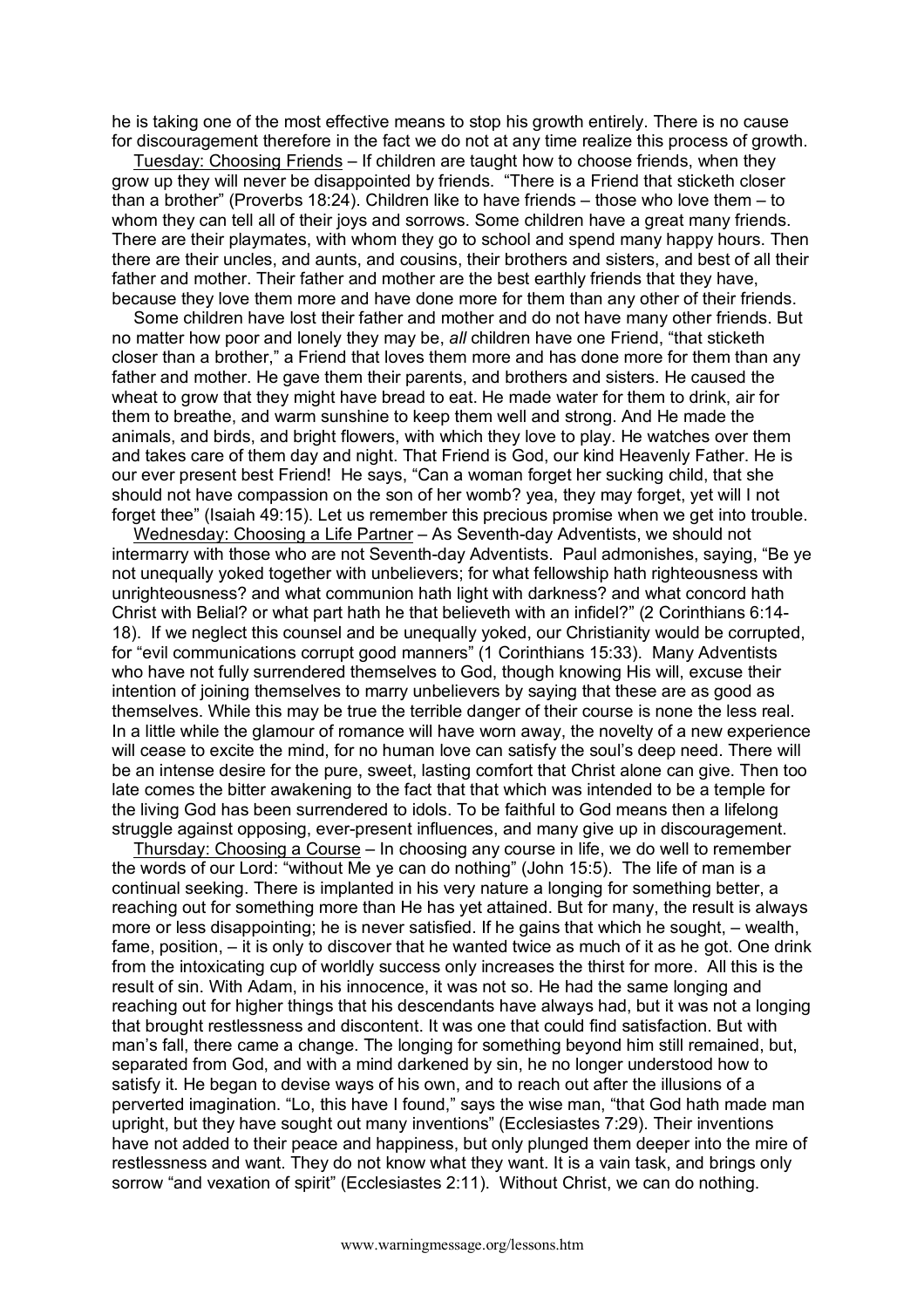he is taking one of the most effective means to stop his growth entirely. There is no cause for discouragement therefore in the fact we do not at any time realize this process of growth.

Tuesday: Choosing Friends – If children are taught how to choose friends, when they grow up they will never be disappointed by friends. "There is a Friend that sticketh closer than a brother" (Proverbs 18:24). Children like to have friends – those who love them – to whom they can tell all of their joys and sorrows. Some children have a great many friends. There are their playmates, with whom they go to school and spend many happy hours. Then there are their uncles, and aunts, and cousins, their brothers and sisters, and best of all their father and mother. Their father and mother are the best earthly friends that they have, because they love them more and have done more for them than any other of their friends.

Some children have lost their father and mother and do not have many other friends. But no matter how poor and lonely they may be, *all* children have one Friend, "that sticketh closer than a brother," a Friend that loves them more and has done more for them than any father and mother. He gave them their parents, and brothers and sisters. He caused the wheat to grow that they might have bread to eat. He made water for them to drink, air for them to breathe, and warm sunshine to keep them well and strong. And He made the animals, and birds, and bright flowers, with which they love to play. He watches over them and takes care of them day and night. That Friend is God, our kind Heavenly Father. He is our ever present best Friend! He says, "Can a woman forget her sucking child, that she should not have compassion on the son of her womb? yea, they may forget, yet will I not forget thee" (Isaiah 49:15). Let us remember this precious promise when we get into trouble.

Wednesday: Choosing a Life Partner – As Seventh-day Adventists, we should not intermarry with those who are not Seventh-day Adventists. Paul admonishes, saying, "Be ye not unequally yoked together with unbelievers; for what fellowship hath righteousness with unrighteousness? and what communion hath light with darkness? and what concord hath Christ with Belial? or what part hath he that believeth with an infidel?" (2 Corinthians 6:14-18). If we neglect this counsel and be unequally yoked, our Christianity would be corrupted, for "evil communications corrupt good manners" (1 Corinthians 15:33). Many Adventists who have not fully surrendered themselves to God, though knowing His will, excuse their intention of joining themselves to marry unbelievers by saying that these are as good as themselves. While this may be true the terrible danger of their course is none the less real. In a little while the glamour of romance will have worn away, the novelty of a new experience will cease to excite the mind, for no human love can satisfy the soul's deep need. There will be an intense desire for the pure, sweet, lasting comfort that Christ alone can give. Then too late comes the bitter awakening to the fact that that which was intended to be a temple for the living God has been surrendered to idols. To be faithful to God means then a lifelong struggle against opposing, ever-present influences, and many give up in discouragement.

Thursday: Choosing a Course – In choosing any course in life, we do well to remember the words of our Lord: "without Me ye can do nothing" (John 15:5). The life of man is a continual seeking. There is implanted in his very nature a longing for something better, a reaching out for something more than He has yet attained. But for many, the result is always more or less disappointing; he is never satisfied. If he gains that which he sought, – wealth, fame, position, – it is only to discover that he wanted twice as much of it as he got. One drink from the intoxicating cup of worldly success only increases the thirst for more. All this is the result of sin. With Adam, in his innocence, it was not so. He had the same longing and reaching out for higher things that his descendants have always had, but it was not a longing that brought restlessness and discontent. It was one that could find satisfaction. But with man's fall, there came a change. The longing for something beyond him still remained, but, separated from God, and with a mind darkened by sin, he no longer understood how to satisfy it. He began to devise ways of his own, and to reach out after the illusions of a perverted imagination. "Lo, this have I found," says the wise man, "that God hath made man upright, but they have sought out many inventions" (Ecclesiastes 7:29). Their inventions have not added to their peace and happiness, but only plunged them deeper into the mire of restlessness and want. They do not know what they want. It is a vain task, and brings only sorrow "and vexation of spirit" (Ecclesiastes 2:11). Without Christ, we can do nothing.